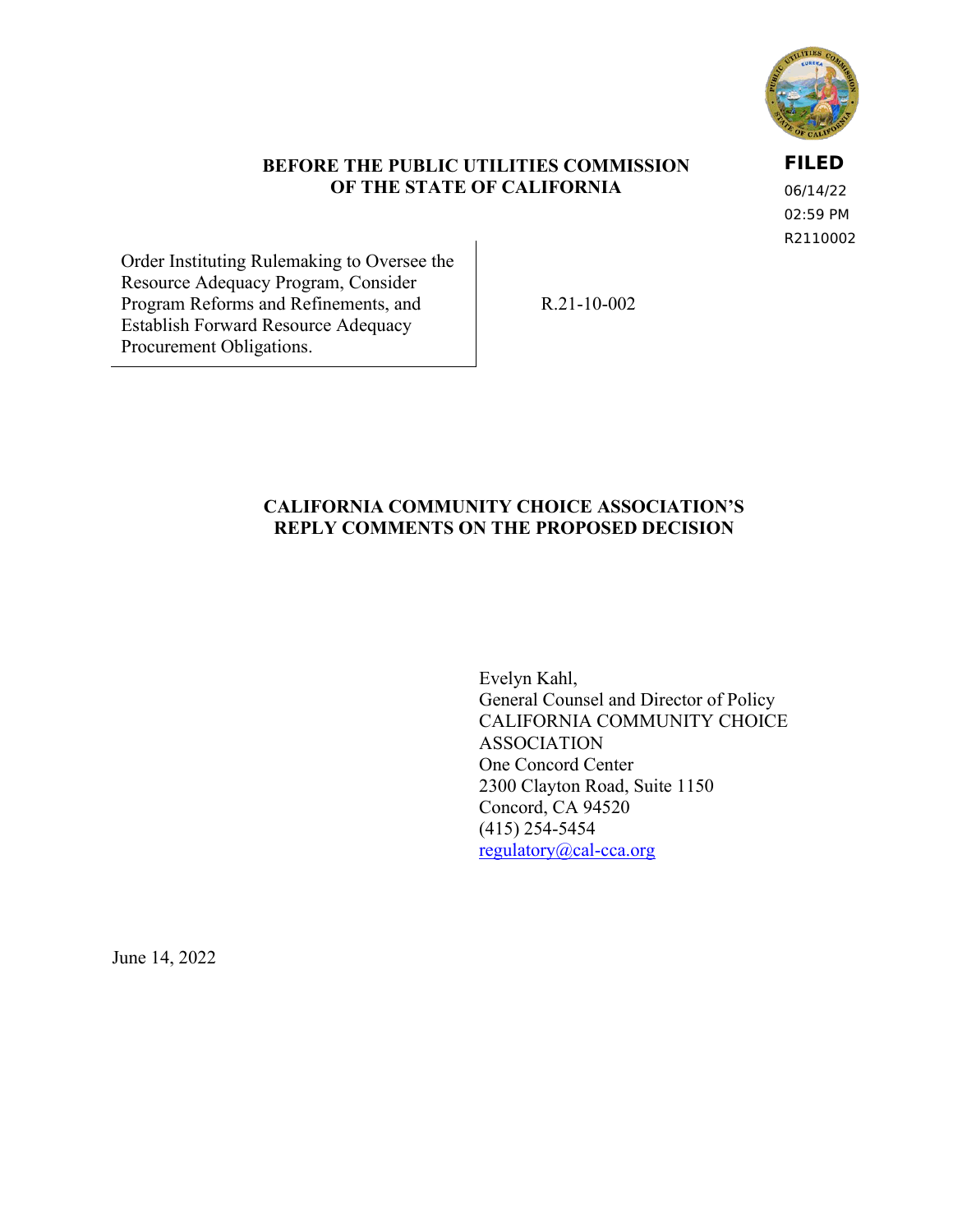FILED
06/14/22
02:59 PM
R2110002

**BEFORE THE PUBLIC UTILITIES COMMISSION OF THE STATE OF CALIFORNIA**

| | |
|---|---|
| Order Instituting Rulemaking to Oversee the Resource Adequacy Program, Consider Program Reforms and Refinements, and Establish Forward Resource Adequacy Procurement Obligations. | R.21-10-002 |

**CALIFORNIA COMMUNITY CHOICE ASSOCIATION'S REPLY COMMENTS ON THE PROPOSED DECISION**

Evelyn Kahl,
General Counsel and Director of Policy
CALIFORNIA COMMUNITY CHOICE ASSOCIATION
One Concord Center
2300 Clayton Road, Suite 1150
Concord, CA 94520
(415) 254-5454
regulatory@cal-cca.org

June 14, 2022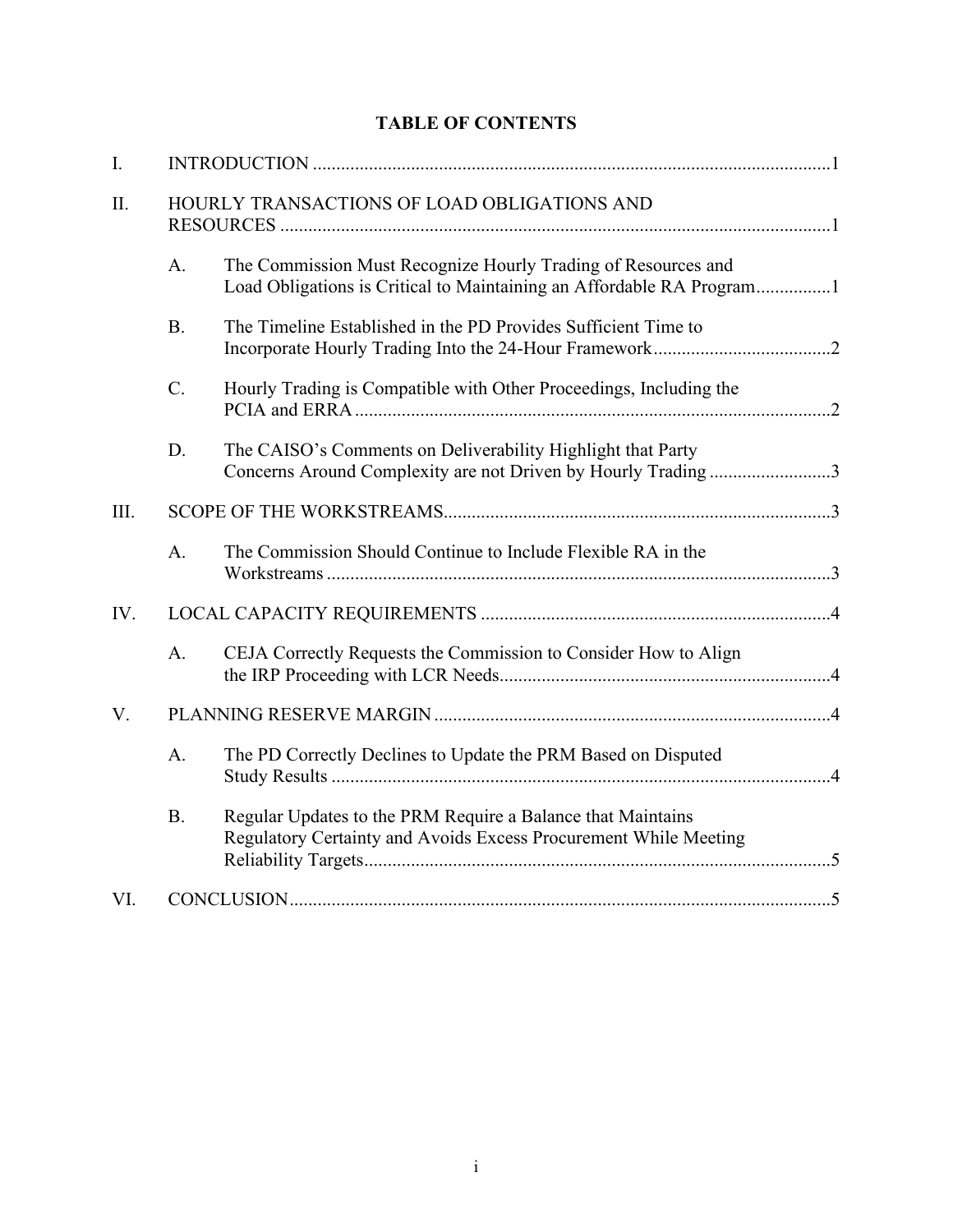# TABLE OF CONTENTS

I. INTRODUCTION ..... 1

II. HOURLY TRANSACTIONS OF LOAD OBLIGATIONS AND RESOURCES ..... 1

- A. The Commission Must Recognize Hourly Trading of Resources and Load Obligations is Critical to Maintaining an Affordable RA Program ..... 1
- B. The Timeline Established in the PD Provides Sufficient Time to Incorporate Hourly Trading Into the 24-Hour Framework ..... 2
- C. Hourly Trading is Compatible with Other Proceedings, Including the PCIA and ERRA ..... 2
- D. The CAISO's Comments on Deliverability Highlight that Party Concerns Around Complexity are not Driven by Hourly Trading ..... 3

III. SCOPE OF THE WORKSTREAMS ..... 3

- A. The Commission Should Continue to Include Flexible RA in the Workstreams ..... 3

IV. LOCAL CAPACITY REQUIREMENTS ..... 4

- A. CEJA Correctly Requests the Commission to Consider How to Align the IRP Proceeding with LCR Needs ..... 4

V. PLANNING RESERVE MARGIN ..... 4

- A. The PD Correctly Declines to Update the PRM Based on Disputed Study Results ..... 4
- B. Regular Updates to the PRM Require a Balance that Maintains Regulatory Certainty and Avoids Excess Procurement While Meeting Reliability Targets ..... 5

VI. CONCLUSION ..... 5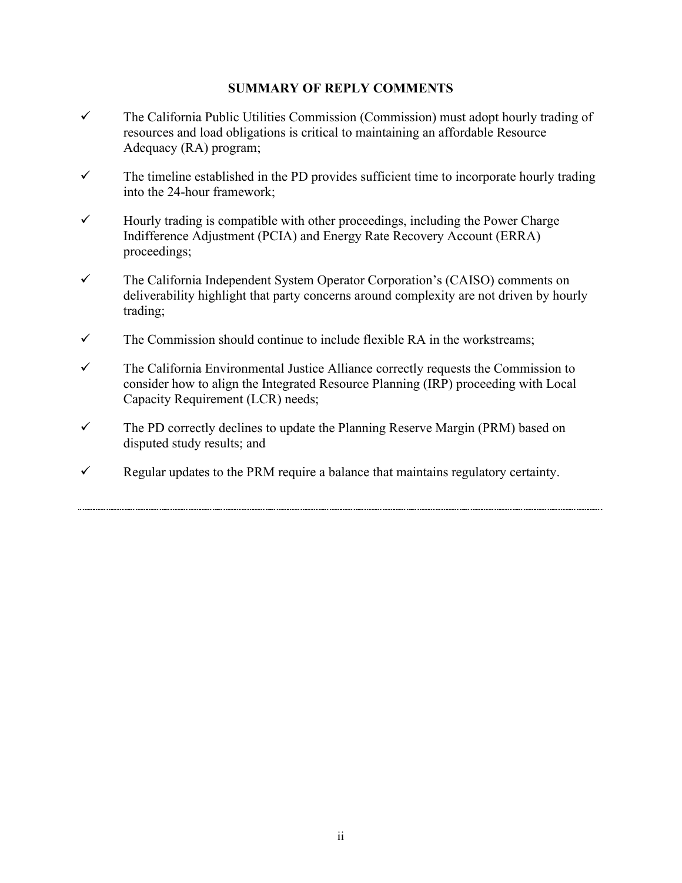**SUMMARY OF REPLY COMMENTS**

- ✓ The California Public Utilities Commission (Commission) must adopt hourly trading of resources and load obligations is critical to maintaining an affordable Resource Adequacy (RA) program;
- ✓ The timeline established in the PD provides sufficient time to incorporate hourly trading into the 24-hour framework;
- ✓ Hourly trading is compatible with other proceedings, including the Power Charge Indifference Adjustment (PCIA) and Energy Rate Recovery Account (ERRA) proceedings;
- ✓ The California Independent System Operator Corporation's (CAISO) comments on deliverability highlight that party concerns around complexity are not driven by hourly trading;
- ✓ The Commission should continue to include flexible RA in the workstreams;
- ✓ The California Environmental Justice Alliance correctly requests the Commission to consider how to align the Integrated Resource Planning (IRP) proceeding with Local Capacity Requirement (LCR) needs;
- ✓ The PD correctly declines to update the Planning Reserve Margin (PRM) based on disputed study results; and
- ✓ Regular updates to the PRM require a balance that maintains regulatory certainty.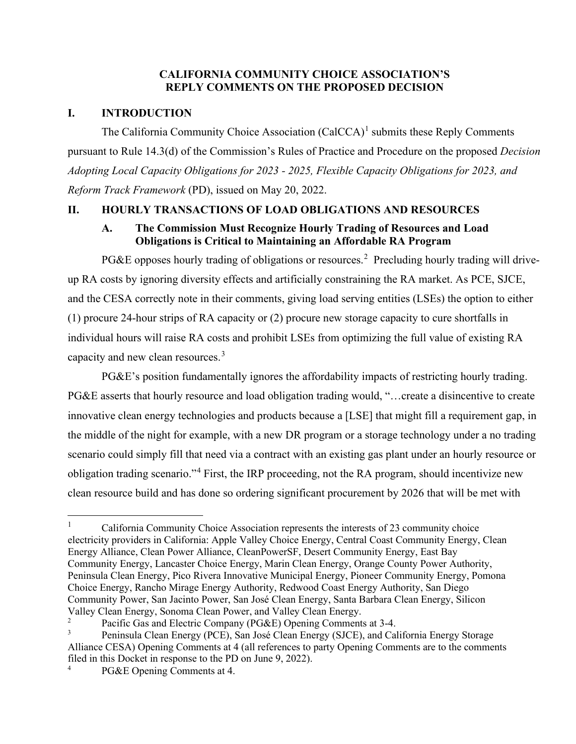**CALIFORNIA COMMUNITY CHOICE ASSOCIATION'S REPLY COMMENTS ON THE PROPOSED DECISION**

## I. INTRODUCTION

The California Community Choice Association (CalCCA)[1] submits these Reply Comments pursuant to Rule 14.3(d) of the Commission's Rules of Practice and Procedure on the proposed *Decision Adopting Local Capacity Obligations for 2023 - 2025, Flexible Capacity Obligations for 2023, and Reform Track Framework* (PD), issued on May 20, 2022.

## II. HOURLY TRANSACTIONS OF LOAD OBLIGATIONS AND RESOURCES

### A. The Commission Must Recognize Hourly Trading of Resources and Load Obligations is Critical to Maintaining an Affordable RA Program

PG&E opposes hourly trading of obligations or resources.[2] Precluding hourly trading will drive-up RA costs by ignoring diversity effects and artificially constraining the RA market. As PCE, SJCE, and the CESA correctly note in their comments, giving load serving entities (LSEs) the option to either (1) procure 24-hour strips of RA capacity or (2) procure new storage capacity to cure shortfalls in individual hours will raise RA costs and prohibit LSEs from optimizing the full value of existing RA capacity and new clean resources.[3]

PG&E's position fundamentally ignores the affordability impacts of restricting hourly trading. PG&E asserts that hourly resource and load obligation trading would, "…create a disincentive to create innovative clean energy technologies and products because a [LSE] that might fill a requirement gap, in the middle of the night for example, with a new DR program or a storage technology under a no trading scenario could simply fill that need via a contract with an existing gas plant under an hourly resource or obligation trading scenario."[4] First, the IRP proceeding, not the RA program, should incentivize new clean resource build and has done so ordering significant procurement by 2026 that will be met with

---

[1] California Community Choice Association represents the interests of 23 community choice electricity providers in California: Apple Valley Choice Energy, Central Coast Community Energy, Clean Energy Alliance, Clean Power Alliance, CleanPowerSF, Desert Community Energy, East Bay Community Energy, Lancaster Choice Energy, Marin Clean Energy, Orange County Power Authority, Peninsula Clean Energy, Pico Rivera Innovative Municipal Energy, Pioneer Community Energy, Pomona Choice Energy, Rancho Mirage Energy Authority, Redwood Coast Energy Authority, San Diego Community Power, San Jacinto Power, San José Clean Energy, Santa Barbara Clean Energy, Silicon Valley Clean Energy, Sonoma Clean Power, and Valley Clean Energy.

[2] Pacific Gas and Electric Company (PG&E) Opening Comments at 3-4.

[3] Peninsula Clean Energy (PCE), San José Clean Energy (SJCE), and California Energy Storage Alliance CESA) Opening Comments at 4 (all references to party Opening Comments are to the comments filed in this Docket in response to the PD on June 9, 2022).

[4] PG&E Opening Comments at 4.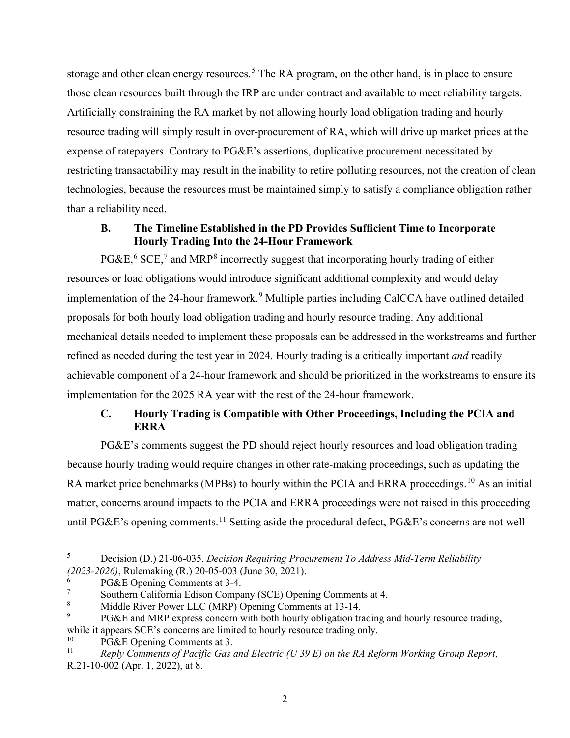storage and other clean energy resources.[5] The RA program, on the other hand, is in place to ensure those clean resources built through the IRP are under contract and available to meet reliability targets. Artificially constraining the RA market by not allowing hourly load obligation trading and hourly resource trading will simply result in over-procurement of RA, which will drive up market prices at the expense of ratepayers. Contrary to PG&E's assertions, duplicative procurement necessitated by restricting transactability may result in the inability to retire polluting resources, not the creation of clean technologies, because the resources must be maintained simply to satisfy a compliance obligation rather than a reliability need.

### B. The Timeline Established in the PD Provides Sufficient Time to Incorporate Hourly Trading Into the 24-Hour Framework

PG&E,[6] SCE,[7] and MRP[8] incorrectly suggest that incorporating hourly trading of either resources or load obligations would introduce significant additional complexity and would delay implementation of the 24-hour framework.[9] Multiple parties including CalCCA have outlined detailed proposals for both hourly load obligation trading and hourly resource trading. Any additional mechanical details needed to implement these proposals can be addressed in the workstreams and further refined as needed during the test year in 2024. Hourly trading is a critically important ***and*** readily achievable component of a 24-hour framework and should be prioritized in the workstreams to ensure its implementation for the 2025 RA year with the rest of the 24-hour framework.

### C. Hourly Trading is Compatible with Other Proceedings, Including the PCIA and ERRA

PG&E's comments suggest the PD should reject hourly resources and load obligation trading because hourly trading would require changes in other rate-making proceedings, such as updating the RA market price benchmarks (MPBs) to hourly within the PCIA and ERRA proceedings.[10] As an initial matter, concerns around impacts to the PCIA and ERRA proceedings were not raised in this proceeding until PG&E's opening comments.[11] Setting aside the procedural defect, PG&E's concerns are not well

---

[5] Decision (D.) 21-06-035, *Decision Requiring Procurement To Address Mid-Term Reliability (2023-2026)*, Rulemaking (R.) 20-05-003 (June 30, 2021).

[6] PG&E Opening Comments at 3-4.

[7] Southern California Edison Company (SCE) Opening Comments at 4.

[8] Middle River Power LLC (MRP) Opening Comments at 13-14.

[9] PG&E and MRP express concern with both hourly obligation trading and hourly resource trading, while it appears SCE's concerns are limited to hourly resource trading only.

[10] PG&E Opening Comments at 3.

[11] *Reply Comments of Pacific Gas and Electric (U 39 E) on the RA Reform Working Group Report*, R.21-10-002 (Apr. 1, 2022), at 8.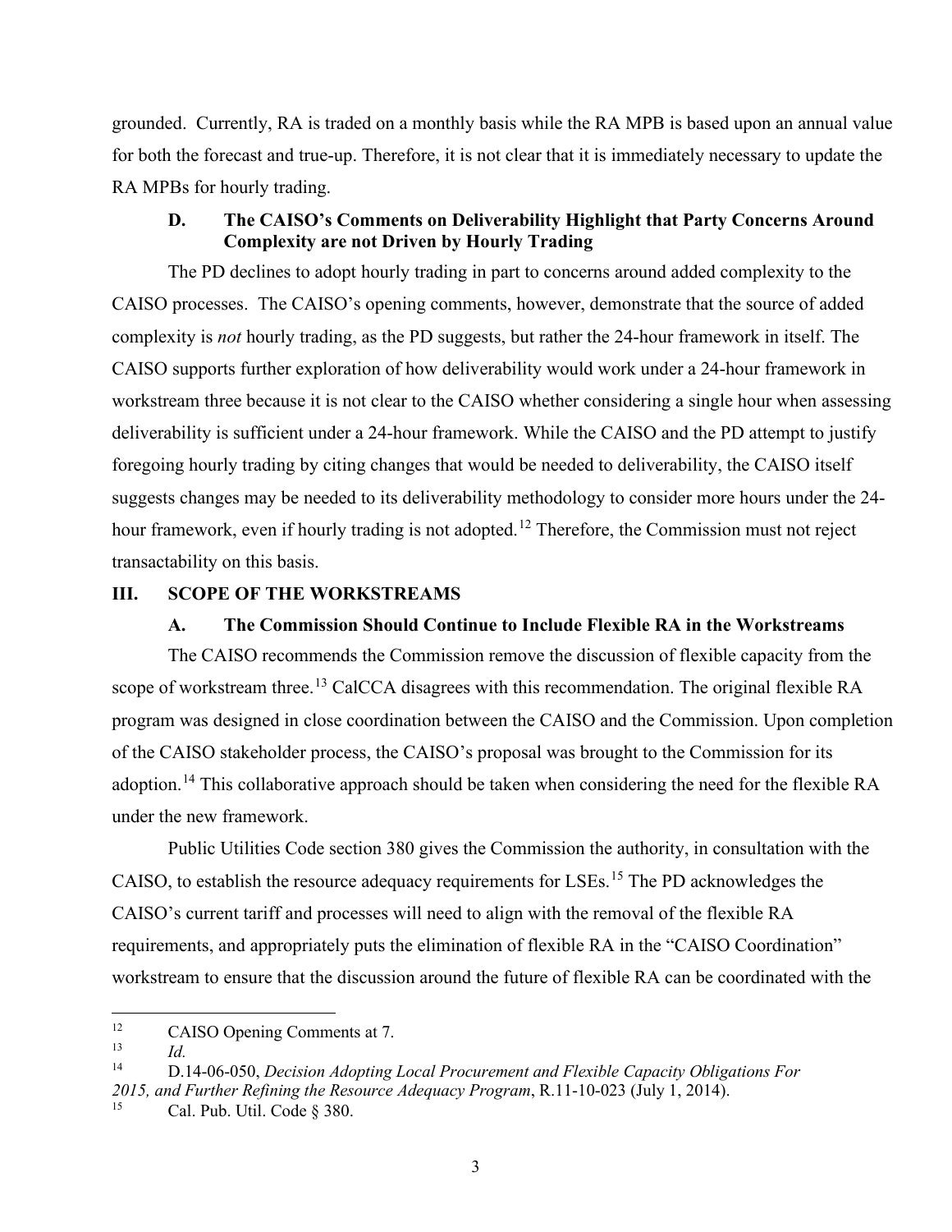grounded. Currently, RA is traded on a monthly basis while the RA MPB is based upon an annual value for both the forecast and true-up. Therefore, it is not clear that it is immediately necessary to update the RA MPBs for hourly trading.

### D. The CAISO's Comments on Deliverability Highlight that Party Concerns Around Complexity are not Driven by Hourly Trading

The PD declines to adopt hourly trading in part to concerns around added complexity to the CAISO processes. The CAISO's opening comments, however, demonstrate that the source of added complexity is *not* hourly trading, as the PD suggests, but rather the 24-hour framework in itself. The CAISO supports further exploration of how deliverability would work under a 24-hour framework in workstream three because it is not clear to the CAISO whether considering a single hour when assessing deliverability is sufficient under a 24-hour framework. While the CAISO and the PD attempt to justify foregoing hourly trading by citing changes that would be needed to deliverability, the CAISO itself suggests changes may be needed to its deliverability methodology to consider more hours under the 24-hour framework, even if hourly trading is not adopted.[12] Therefore, the Commission must not reject transactability on this basis.

## III. SCOPE OF THE WORKSTREAMS

### A. The Commission Should Continue to Include Flexible RA in the Workstreams

The CAISO recommends the Commission remove the discussion of flexible capacity from the scope of workstream three.[13] CalCCA disagrees with this recommendation. The original flexible RA program was designed in close coordination between the CAISO and the Commission. Upon completion of the CAISO stakeholder process, the CAISO's proposal was brought to the Commission for its adoption.[14] This collaborative approach should be taken when considering the need for the flexible RA under the new framework.

Public Utilities Code section 380 gives the Commission the authority, in consultation with the CAISO, to establish the resource adequacy requirements for LSEs.[15] The PD acknowledges the CAISO's current tariff and processes will need to align with the removal of the flexible RA requirements, and appropriately puts the elimination of flexible RA in the "CAISO Coordination" workstream to ensure that the discussion around the future of flexible RA can be coordinated with the

---

[12] CAISO Opening Comments at 7.

[13] *Id.*

[14] D.14-06-050, *Decision Adopting Local Procurement and Flexible Capacity Obligations For 2015, and Further Refining the Resource Adequacy Program*, R.11-10-023 (July 1, 2014).

[15] Cal. Pub. Util. Code § 380.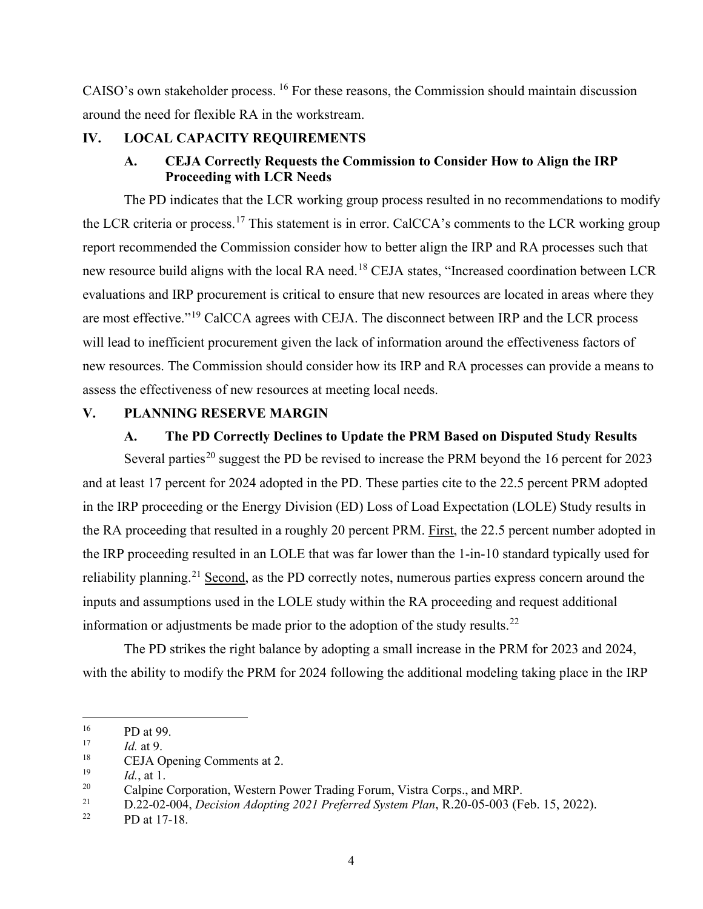CAISO's own stakeholder process. [16] For these reasons, the Commission should maintain discussion around the need for flexible RA in the workstream.

## IV. LOCAL CAPACITY REQUIREMENTS

### A. CEJA Correctly Requests the Commission to Consider How to Align the IRP Proceeding with LCR Needs

The PD indicates that the LCR working group process resulted in no recommendations to modify the LCR criteria or process.[17] This statement is in error. CalCCA's comments to the LCR working group report recommended the Commission consider how to better align the IRP and RA processes such that new resource build aligns with the local RA need.[18] CEJA states, "Increased coordination between LCR evaluations and IRP procurement is critical to ensure that new resources are located in areas where they are most effective."[19] CalCCA agrees with CEJA. The disconnect between IRP and the LCR process will lead to inefficient procurement given the lack of information around the effectiveness factors of new resources. The Commission should consider how its IRP and RA processes can provide a means to assess the effectiveness of new resources at meeting local needs.

## V. PLANNING RESERVE MARGIN

### A. The PD Correctly Declines to Update the PRM Based on Disputed Study Results

Several parties[20] suggest the PD be revised to increase the PRM beyond the 16 percent for 2023 and at least 17 percent for 2024 adopted in the PD. These parties cite to the 22.5 percent PRM adopted in the IRP proceeding or the Energy Division (ED) Loss of Load Expectation (LOLE) Study results in the RA proceeding that resulted in a roughly 20 percent PRM. First, the 22.5 percent number adopted in the IRP proceeding resulted in an LOLE that was far lower than the 1-in-10 standard typically used for reliability planning.[21] Second, as the PD correctly notes, numerous parties express concern around the inputs and assumptions used in the LOLE study within the RA proceeding and request additional information or adjustments be made prior to the adoption of the study results.[22]

The PD strikes the right balance by adopting a small increase in the PRM for 2023 and 2024, with the ability to modify the PRM for 2024 following the additional modeling taking place in the IRP

---

[16] PD at 99.

[17] *Id.* at 9.

[18] CEJA Opening Comments at 2.

[19] *Id.*, at 1.

[20] Calpine Corporation, Western Power Trading Forum, Vistra Corps., and MRP.

[21] D.22-02-004, *Decision Adopting 2021 Preferred System Plan*, R.20-05-003 (Feb. 15, 2022).

[22] PD at 17-18.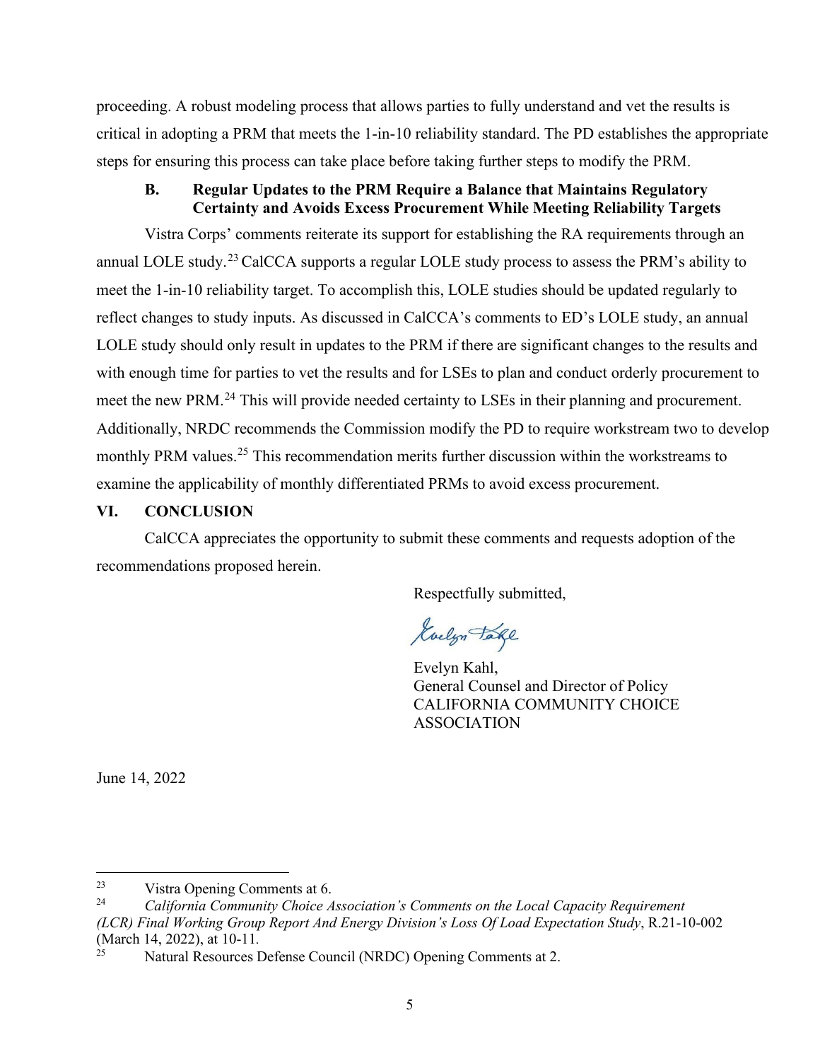proceeding. A robust modeling process that allows parties to fully understand and vet the results is critical in adopting a PRM that meets the 1-in-10 reliability standard. The PD establishes the appropriate steps for ensuring this process can take place before taking further steps to modify the PRM.

### B. Regular Updates to the PRM Require a Balance that Maintains Regulatory Certainty and Avoids Excess Procurement While Meeting Reliability Targets

Vistra Corps' comments reiterate its support for establishing the RA requirements through an annual LOLE study.[23] CalCCA supports a regular LOLE study process to assess the PRM's ability to meet the 1-in-10 reliability target. To accomplish this, LOLE studies should be updated regularly to reflect changes to study inputs. As discussed in CalCCA's comments to ED's LOLE study, an annual LOLE study should only result in updates to the PRM if there are significant changes to the results and with enough time for parties to vet the results and for LSEs to plan and conduct orderly procurement to meet the new PRM.[24] This will provide needed certainty to LSEs in their planning and procurement. Additionally, NRDC recommends the Commission modify the PD to require workstream two to develop monthly PRM values.[25] This recommendation merits further discussion within the workstreams to examine the applicability of monthly differentiated PRMs to avoid excess procurement.

## VI. CONCLUSION

CalCCA appreciates the opportunity to submit these comments and requests adoption of the recommendations proposed herein.

Respectfully submitted,

Evelyn Kahl,
General Counsel and Director of Policy
CALIFORNIA COMMUNITY CHOICE ASSOCIATION

June 14, 2022

---

[23] Vistra Opening Comments at 6.

[24] *California Community Choice Association's Comments on the Local Capacity Requirement (LCR) Final Working Group Report And Energy Division's Loss Of Load Expectation Study*, R.21-10-002 (March 14, 2022), at 10-11.

[25] Natural Resources Defense Council (NRDC) Opening Comments at 2.